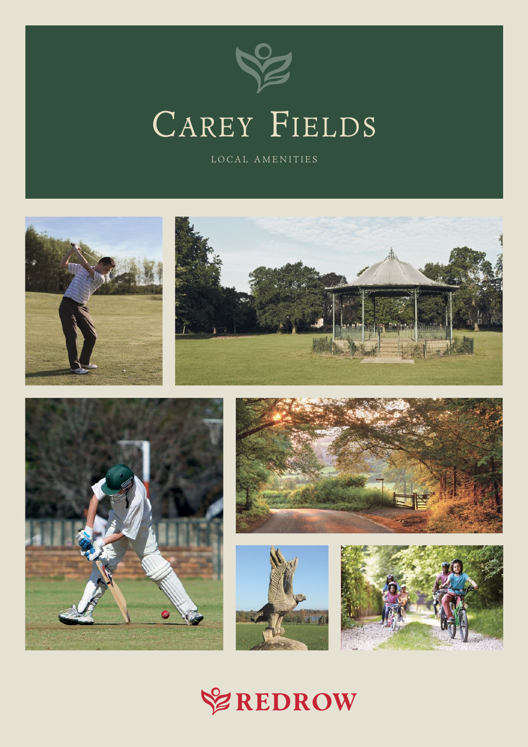# Carey Fields

LOCAL AMENITIES

REDROW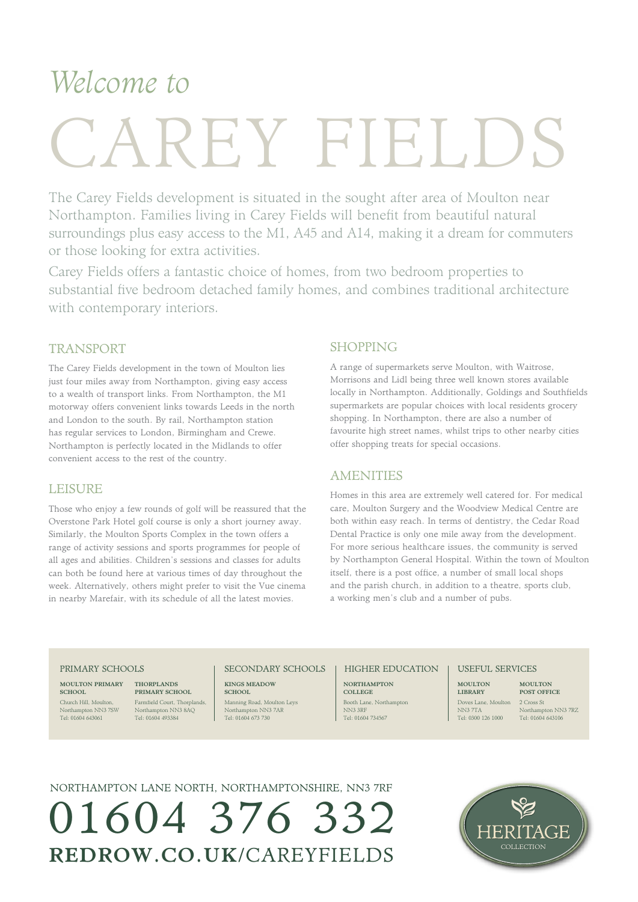*Welcome to*

# CAREY FIELDS

The Carey Fields development is situated in the sought after area of Moulton near Northampton. Families living in Carey Fields will benefit from beautiful natural surroundings plus easy access to the M1, A45 and A14, making it a dream for commuters or those looking for extra activities.

Carey Fields offers a fantastic choice of homes, from two bedroom properties to substantial five bedroom detached family homes, and combines traditional architecture with contemporary interiors.

## TRANSPORT

The Carey Fields development in the town of Moulton lies just four miles away from Northampton, giving easy access to a wealth of transport links. From Northampton, the M1 motorway offers convenient links towards Leeds in the north and London to the south. By rail, Northampton station has regular services to London, Birmingham and Crewe. Northampton is perfectly located in the Midlands to offer convenient access to the rest of the country.

## LEISURE

Those who enjoy a few rounds of golf will be reassured that the Overstone Park Hotel golf course is only a short journey away. Similarly, the Moulton Sports Complex in the town offers a range of activity sessions and sports programmes for people of all ages and abilities. Children's sessions and classes for adults can both be found here at various times of day throughout the week. Alternatively, others might prefer to visit the Vue cinema in nearby Marefair, with its schedule of all the latest movies.

## SHOPPING

A range of supermarkets serve Moulton, with Waitrose, Morrisons and Lidl being three well known stores available locally in Northampton. Additionally, Goldings and Southfields supermarkets are popular choices with local residents grocery shopping. In Northampton, there are also a number of favourite high street names, whilst trips to other nearby cities offer shopping treats for special occasions.

## AMENITIES

Homes in this area are extremely well catered for. For medical care, Moulton Surgery and the Woodview Medical Centre are both within easy reach. In terms of dentistry, the Cedar Road Dental Practice is only one mile away from the development. For more serious healthcare issues, the community is served by Northampton General Hospital. Within the town of Moulton itself, there is a post office, a number of small local shops and the parish church, in addition to a theatre, sports club, a working men's club and a number of pubs.

### PRIMARY SCHOOLS

**MOULTON PRIMARY SCHOOL**
Church Hill, Moulton, Northampton NN3 7SW
Tel: 01604 643061

**THORPLANDS PRIMARY SCHOOL**
Farmfield Court, Thorplands, Northampton NN3 8AQ
Tel: 01604 493384

### SECONDARY SCHOOLS

**KINGS MEADOW SCHOOL**
Manning Road, Moulton Leys
Northampton NN3 7AR
Tel: 01604 673 730

### HIGHER EDUCATION

**NORTHAMPTON COLLEGE**
Booth Lane, Northampton
NN3 3RF
Tel: 01604 734567

### USEFUL SERVICES

**MOULTON LIBRARY**
Doves Lane, Moulton
NN3 7TA
Tel: 0300 126 1000

**MOULTON POST OFFICE**
2 Cross St
Northampton NN3 7RZ
Tel: 01604 643106

NORTHAMPTON LANE NORTH, NORTHAMPTONSHIRE, NN3 7RF

# 01604 376 332

**REDROW.CO.UK**/CAREYFIELDS

HERITAGE COLLECTION